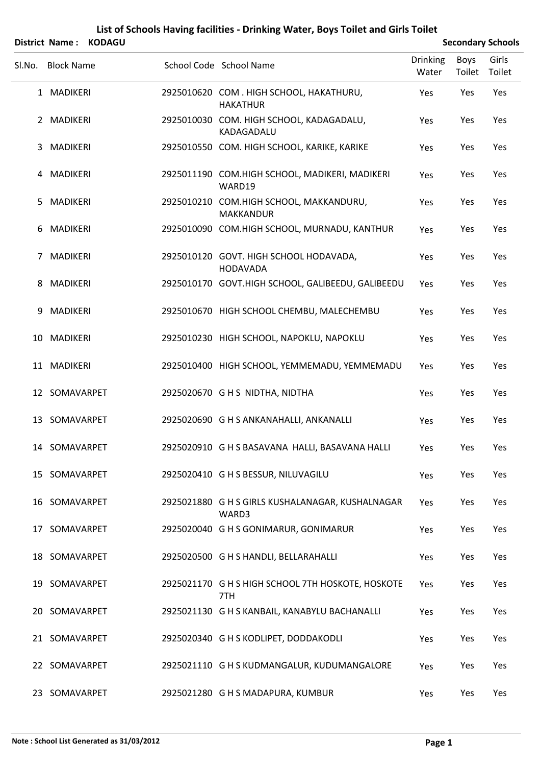# List of Schools Having facilities - Drinking Water, Boys Toilet and Girls Toilet

**District Name : KODAGU** **Secondary Schools**

| Sl.No. | Block Name | School Code | School Name | Drinking Water | Boys Toilet | Girls Toilet |
|---|---|---|---|---|---|---|
| 1 | MADIKERI | 2925010620 | COM . HIGH SCHOOL, HAKATHURU, HAKATHUR | Yes | Yes | Yes |
| 2 | MADIKERI | 2925010030 | COM. HIGH SCHOOL, KADAGADALU, KADAGADALU | Yes | Yes | Yes |
| 3 | MADIKERI | 2925010550 | COM. HIGH SCHOOL, KARIKE, KARIKE | Yes | Yes | Yes |
| 4 | MADIKERI | 2925011190 | COM.HIGH SCHOOL, MADIKERI, MADIKERI WARD19 | Yes | Yes | Yes |
| 5 | MADIKERI | 2925010210 | COM.HIGH SCHOOL, MAKKANDURU, MAKKANDUR | Yes | Yes | Yes |
| 6 | MADIKERI | 2925010090 | COM.HIGH SCHOOL, MURNADU, KANTHUR | Yes | Yes | Yes |
| 7 | MADIKERI | 2925010120 | GOVT. HIGH SCHOOL HODAVADA, HODAVADA | Yes | Yes | Yes |
| 8 | MADIKERI | 2925010170 | GOVT.HIGH SCHOOL, GALIBEEDU, GALIBEEDU | Yes | Yes | Yes |
| 9 | MADIKERI | 2925010670 | HIGH SCHOOL CHEMBU, MALECHEMBU | Yes | Yes | Yes |
| 10 | MADIKERI | 2925010230 | HIGH SCHOOL, NAPOKLU, NAPOKLU | Yes | Yes | Yes |
| 11 | MADIKERI | 2925010400 | HIGH SCHOOL, YEMMEMADU, YEMMEMADU | Yes | Yes | Yes |
| 12 | SOMAVARPET | 2925020670 | G H S NIDTHA, NIDTHA | Yes | Yes | Yes |
| 13 | SOMAVARPET | 2925020690 | G H S ANKANAHALLI, ANKANALLI | Yes | Yes | Yes |
| 14 | SOMAVARPET | 2925020910 | G H S BASAVANA HALLI, BASAVANA HALLI | Yes | Yes | Yes |
| 15 | SOMAVARPET | 2925020410 | G H S BESSUR, NILUVAGILU | Yes | Yes | Yes |
| 16 | SOMAVARPET | 2925021880 | G H S GIRLS KUSHALANAGAR, KUSHALNAGAR WARD3 | Yes | Yes | Yes |
| 17 | SOMAVARPET | 2925020040 | G H S GONIMARUR, GONIMARUR | Yes | Yes | Yes |
| 18 | SOMAVARPET | 2925020500 | G H S HANDLI, BELLARAHALLI | Yes | Yes | Yes |
| 19 | SOMAVARPET | 2925021170 | G H S HIGH SCHOOL 7TH HOSKOTE, HOSKOTE 7TH | Yes | Yes | Yes |
| 20 | SOMAVARPET | 2925021130 | G H S KANBAIL, KANABYLU BACHANALLI | Yes | Yes | Yes |
| 21 | SOMAVARPET | 2925020340 | G H S KODLIPET, DODDAKODLI | Yes | Yes | Yes |
| 22 | SOMAVARPET | 2925021110 | G H S KUDMANGALUR, KUDUMANGALORE | Yes | Yes | Yes |
| 23 | SOMAVARPET | 2925021280 | G H S MADAPURA, KUMBUR | Yes | Yes | Yes |

**Note : School List Generated as 31/03/2012**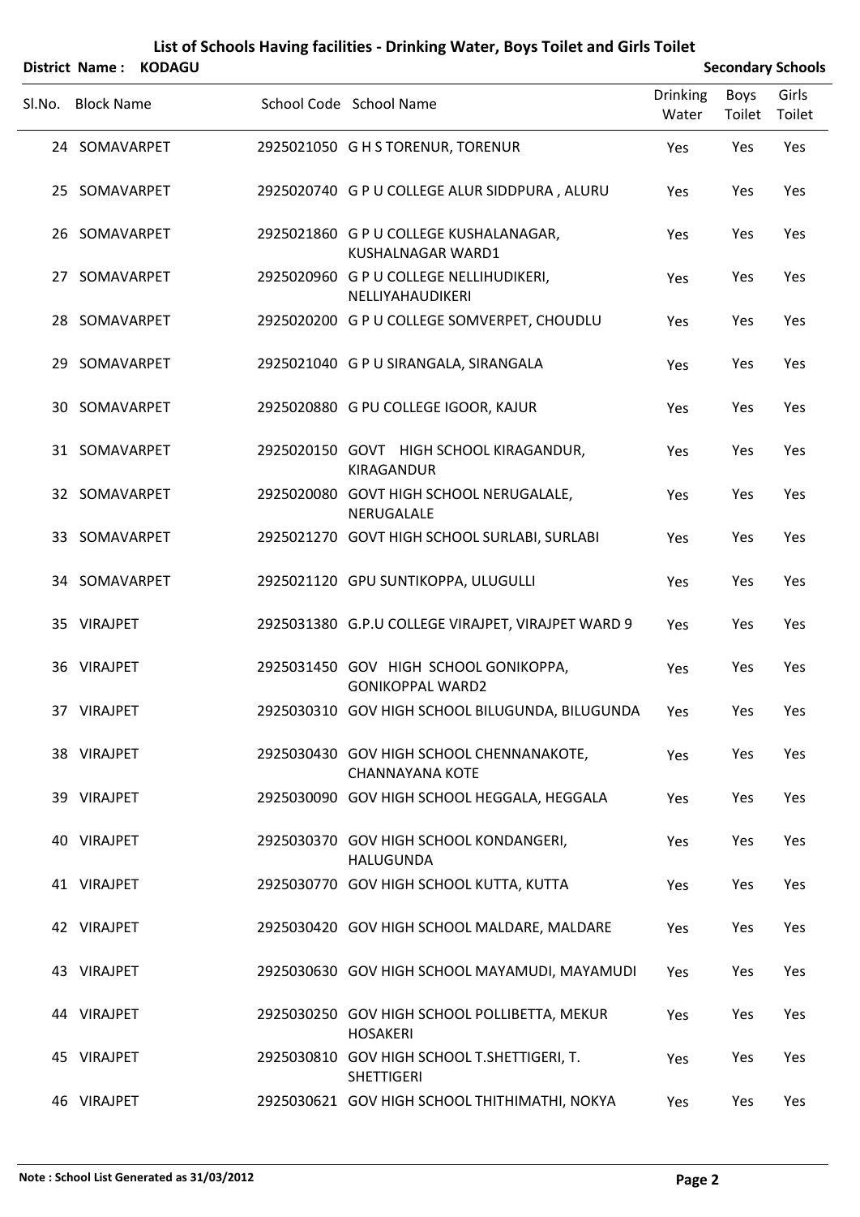# List of Schools Having facilities - Drinking Water, Boys Toilet and Girls Toilet

**District Name : KODAGU** **Secondary Schools**

| Sl.No. | Block Name | School Code | School Name | Drinking Water | Boys Toilet | Girls Toilet |
|---|---|---|---|---|---|---|
| 24 | SOMAVARPET | 2925021050 | G H S TORENUR, TORENUR | Yes | Yes | Yes |
| 25 | SOMAVARPET | 2925020740 | G P U COLLEGE ALUR SIDDPURA , ALURU | Yes | Yes | Yes |
| 26 | SOMAVARPET | 2925021860 | G P U COLLEGE KUSHALANAGAR, KUSHALNAGAR WARD1 | Yes | Yes | Yes |
| 27 | SOMAVARPET | 2925020960 | G P U COLLEGE NELLIHUDIKERI, NELLIYAHAUDIKERI | Yes | Yes | Yes |
| 28 | SOMAVARPET | 2925020200 | G P U COLLEGE SOMVERPET, CHOUDLU | Yes | Yes | Yes |
| 29 | SOMAVARPET | 2925021040 | G P U SIRANGALA, SIRANGALA | Yes | Yes | Yes |
| 30 | SOMAVARPET | 2925020880 | G PU COLLEGE IGOOR, KAJUR | Yes | Yes | Yes |
| 31 | SOMAVARPET | 2925020150 | GOVT HIGH SCHOOL KIRAGANDUR, KIRAGANDUR | Yes | Yes | Yes |
| 32 | SOMAVARPET | 2925020080 | GOVT HIGH SCHOOL NERUGALALE, NERUGALALE | Yes | Yes | Yes |
| 33 | SOMAVARPET | 2925021270 | GOVT HIGH SCHOOL SURLABI, SURLABI | Yes | Yes | Yes |
| 34 | SOMAVARPET | 2925021120 | GPU SUNTIKOPPA, ULUGULLI | Yes | Yes | Yes |
| 35 | VIRAJPET | 2925031380 | G.P.U COLLEGE VIRAJPET, VIRAJPET WARD 9 | Yes | Yes | Yes |
| 36 | VIRAJPET | 2925031450 | GOV HIGH SCHOOL GONIKOPPA, GONIKOPPAL WARD2 | Yes | Yes | Yes |
| 37 | VIRAJPET | 2925030310 | GOV HIGH SCHOOL BILUGUNDA, BILUGUNDA | Yes | Yes | Yes |
| 38 | VIRAJPET | 2925030430 | GOV HIGH SCHOOL CHENNANAKOTE, CHANNAYANA KOTE | Yes | Yes | Yes |
| 39 | VIRAJPET | 2925030090 | GOV HIGH SCHOOL HEGGALA, HEGGALA | Yes | Yes | Yes |
| 40 | VIRAJPET | 2925030370 | GOV HIGH SCHOOL KONDANGERI, HALUGUNDA | Yes | Yes | Yes |
| 41 | VIRAJPET | 2925030770 | GOV HIGH SCHOOL KUTTA, KUTTA | Yes | Yes | Yes |
| 42 | VIRAJPET | 2925030420 | GOV HIGH SCHOOL MALDARE, MALDARE | Yes | Yes | Yes |
| 43 | VIRAJPET | 2925030630 | GOV HIGH SCHOOL MAYAMUDI, MAYAMUDI | Yes | Yes | Yes |
| 44 | VIRAJPET | 2925030250 | GOV HIGH SCHOOL POLLIBETTA, MEKUR HOSAKERI | Yes | Yes | Yes |
| 45 | VIRAJPET | 2925030810 | GOV HIGH SCHOOL T.SHETTIGERI, T. SHETTIGERI | Yes | Yes | Yes |
| 46 | VIRAJPET | 2925030621 | GOV HIGH SCHOOL THITHIMATHI, NOKYA | Yes | Yes | Yes |

**Note : School List Generated as 31/03/2012**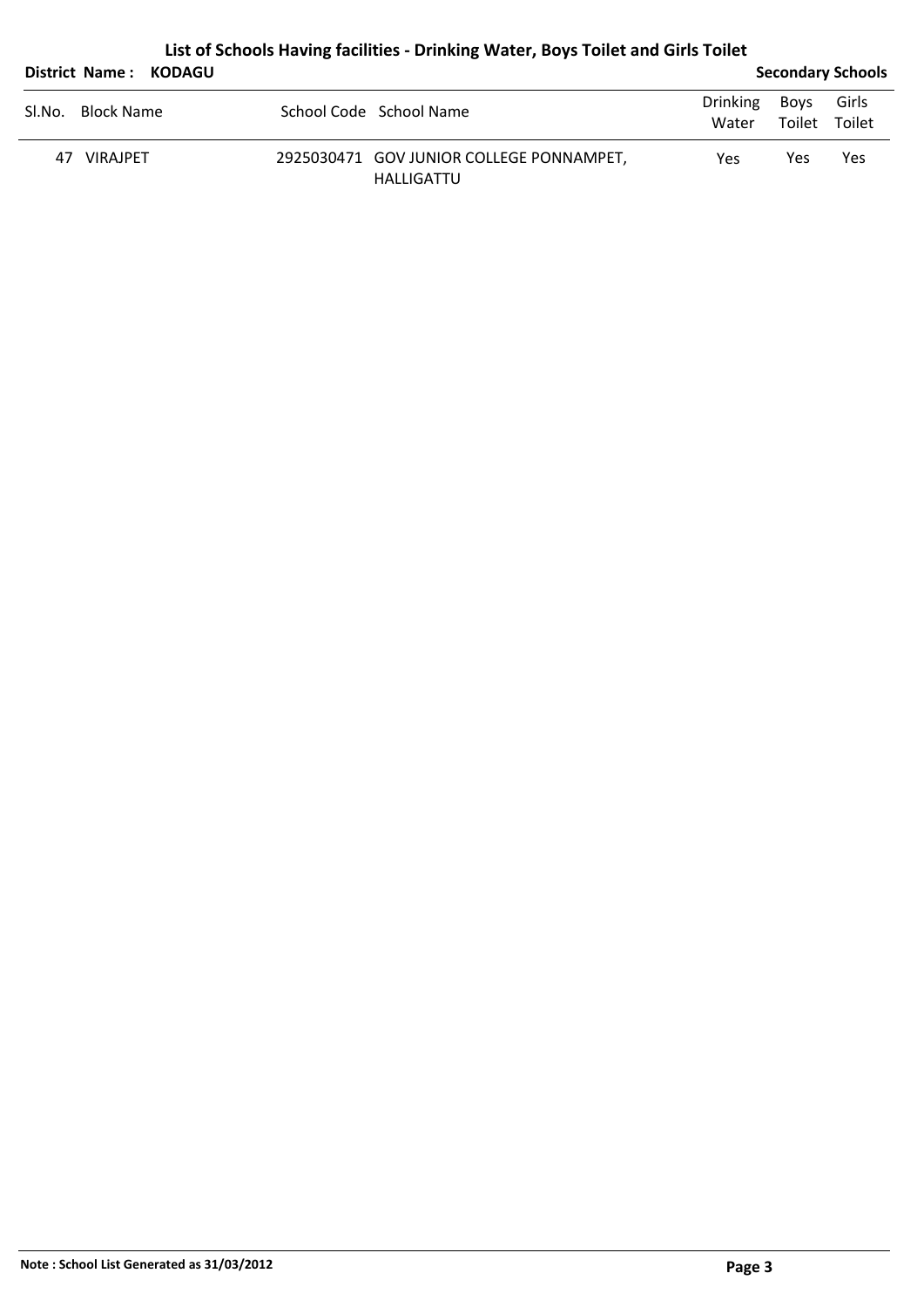# List of Schools Having facilities - Drinking Water, Boys Toilet and Girls Toilet

**District Name : KODAGU** **Secondary Schools**

| Sl.No. | Block Name | School Code | School Name | Drinking Water | Boys Toilet | Girls Toilet |
|---|---|---|---|---|---|---|
| 47 | VIRAJPET | 2925030471 | GOV JUNIOR COLLEGE PONNAMPET, HALLIGATTU | Yes | Yes | Yes |

**Note : School List Generated as 31/03/2012**